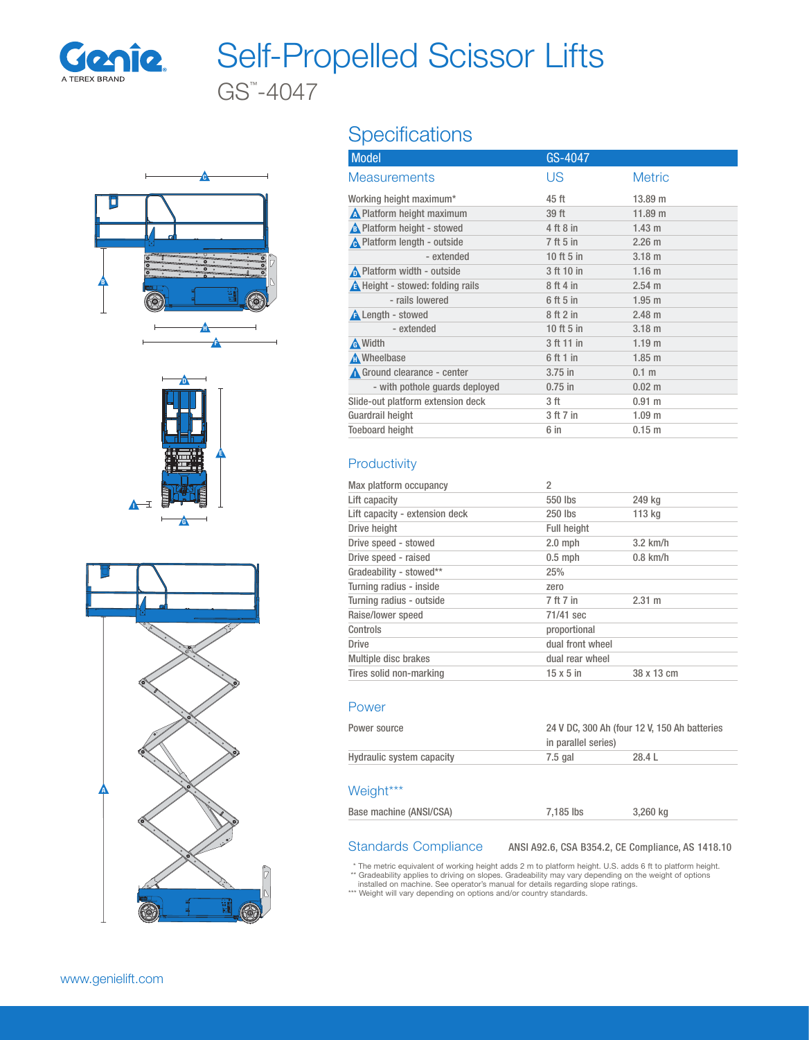# Self-Propelled Scissor Lifts

GS™-4047

## Specifications

| Model | GS-4047 | |
|---|---|---|
| **Measurements** | **US** | **Metric** |
| Working height maximum* | 45 ft | 13.89 m |
| A Platform height maximum | 39 ft | 11.89 m |
| B Platform height - stowed | 4 ft 8 in | 1.43 m |
| C Platform length - outside | 7 ft 5 in | 2.26 m |
| - extended | 10 ft 5 in | 3.18 m |
| D Platform width - outside | 3 ft 10 in | 1.16 m |
| E Height - stowed: folding rails | 8 ft 4 in | 2.54 m |
| - rails lowered | 6 ft 5 in | 1.95 m |
| F Length - stowed | 8 ft 2 in | 2.48 m |
| - extended | 10 ft 5 in | 3.18 m |
| G Width | 3 ft 11 in | 1.19 m |
| H Wheelbase | 6 ft 1 in | 1.85 m |
| I Ground clearance - center | 3.75 in | 0.1 m |
| - with pothole guards deployed | 0.75 in | 0.02 m |
| Slide-out platform extension deck | 3 ft | 0.91 m |
| Guardrail height | 3 ft 7 in | 1.09 m |
| Toeboard height | 6 in | 0.15 m |

### Productivity

| | | |
|---|---|---|
| Max platform occupancy | 2 | |
| Lift capacity | 550 lbs | 249 kg |
| Lift capacity - extension deck | 250 lbs | 113 kg |
| Drive height | Full height | |
| Drive speed - stowed | 2.0 mph | 3.2 km/h |
| Drive speed - raised | 0.5 mph | 0.8 km/h |
| Gradeability - stowed** | 25% | |
| Turning radius - inside | zero | |
| Turning radius - outside | 7 ft 7 in | 2.31 m |
| Raise/lower speed | 71/41 sec | |
| Controls | proportional | |
| Drive | dual front wheel | |
| Multiple disc brakes | dual rear wheel | |
| Tires solid non-marking | 15 x 5 in | 38 x 13 cm |

### Power

| | | |
|---|---|---|
| Power source | 24 V DC, 300 Ah (four 12 V, 150 Ah batteries in parallel series) | |
| Hydraulic system capacity | 7.5 gal | 28.4 L |

### Weight***

| | | |
|---|---|---|
| Base machine (ANSI/CSA) | 7,185 lbs | 3,260 kg |

### Standards Compliance

ANSI A92.6, CSA B354.2, CE Compliance, AS 1418.10

\* The metric equivalent of working height adds 2 m to platform height. U.S. adds 6 ft to platform height.
** Gradeability applies to driving on slopes. Gradeability may vary depending on the weight of options installed on machine. See operator's manual for details regarding slope ratings.
*** Weight will vary depending on options and/or country standards.

www.genielift.com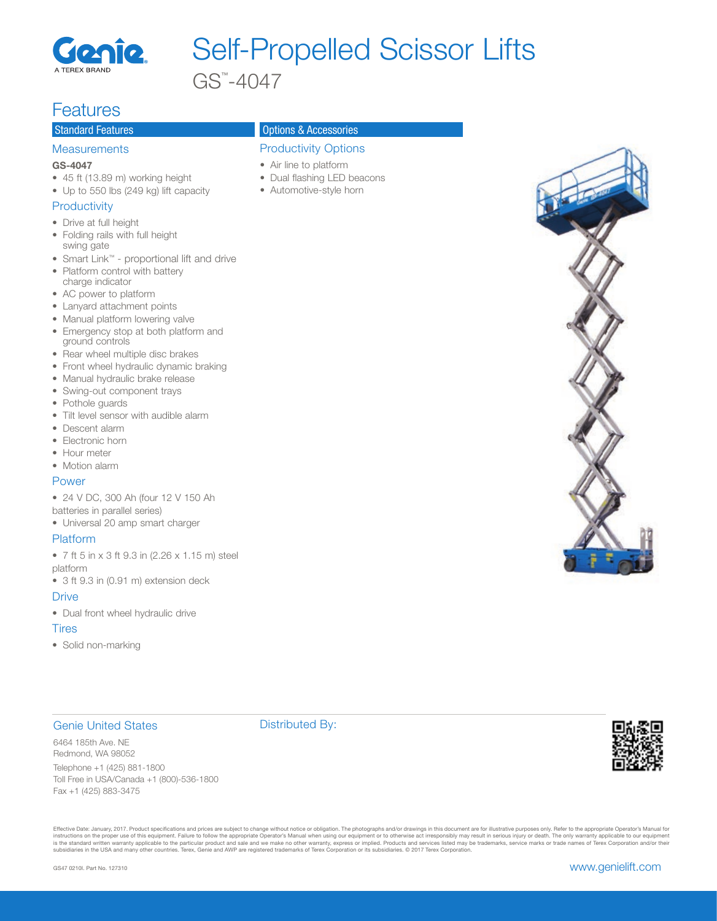# Self-Propelled Scissor Lifts

GS™-4047

## Features

### Standard Features

#### Measurements

**GS-4047**

- 45 ft (13.89 m) working height
- Up to 550 lbs (249 kg) lift capacity

#### Productivity

- Drive at full height
- Folding rails with full height swing gate
- Smart Link™ - proportional lift and drive
- Platform control with battery charge indicator
- AC power to platform
- Lanyard attachment points
- Manual platform lowering valve
- Emergency stop at both platform and ground controls
- Rear wheel multiple disc brakes
- Front wheel hydraulic dynamic braking
- Manual hydraulic brake release
- Swing-out component trays
- Pothole guards
- Tilt level sensor with audible alarm
- Descent alarm
- Electronic horn
- Hour meter
- Motion alarm

#### Power

- 24 V DC, 300 Ah (four 12 V 150 Ah batteries in parallel series)
- Universal 20 amp smart charger

#### Platform

- 7 ft 5 in x 3 ft 9.3 in (2.26 x 1.15 m) steel platform
- 3 ft 9.3 in (0.91 m) extension deck

#### Drive

- Dual front wheel hydraulic drive

#### Tires

- Solid non-marking

### Options & Accessories

#### Productivity Options

- Air line to platform
- Dual flashing LED beacons
- Automotive-style horn

#### Genie United States

6464 185th Ave. NE
Redmond, WA 98052

Telephone +1 (425) 881-1800
Toll Free in USA/Canada +1 (800)-536-1800
Fax +1 (425) 883-3475

Distributed By:

Effective Date: January, 2017. Product specifications and prices are subject to change without notice or obligation. The photographs and/or drawings in this document are for illustrative purposes only. Refer to the appropriate Operator's Manual for instructions on the proper use of this equipment. Failure to follow the appropriate Operator's Manual when using our equipment or to otherwise act irresponsibly may result in serious injury or death. The only warranty applicable to our equipment is the standard written warranty applicable to the particular product and sale and we make no other warranty, express or implied. Products and services listed may be trademarks, service marks or trade names of Terex Corporation and/or their subsidiaries in the USA and many other countries. Terex, Genie and AWP are registered trademarks of Terex Corporation or its subsidiaries. © 2017 Terex Corporation.

GS47 0210I. Part No. 127310

www.genielift.com